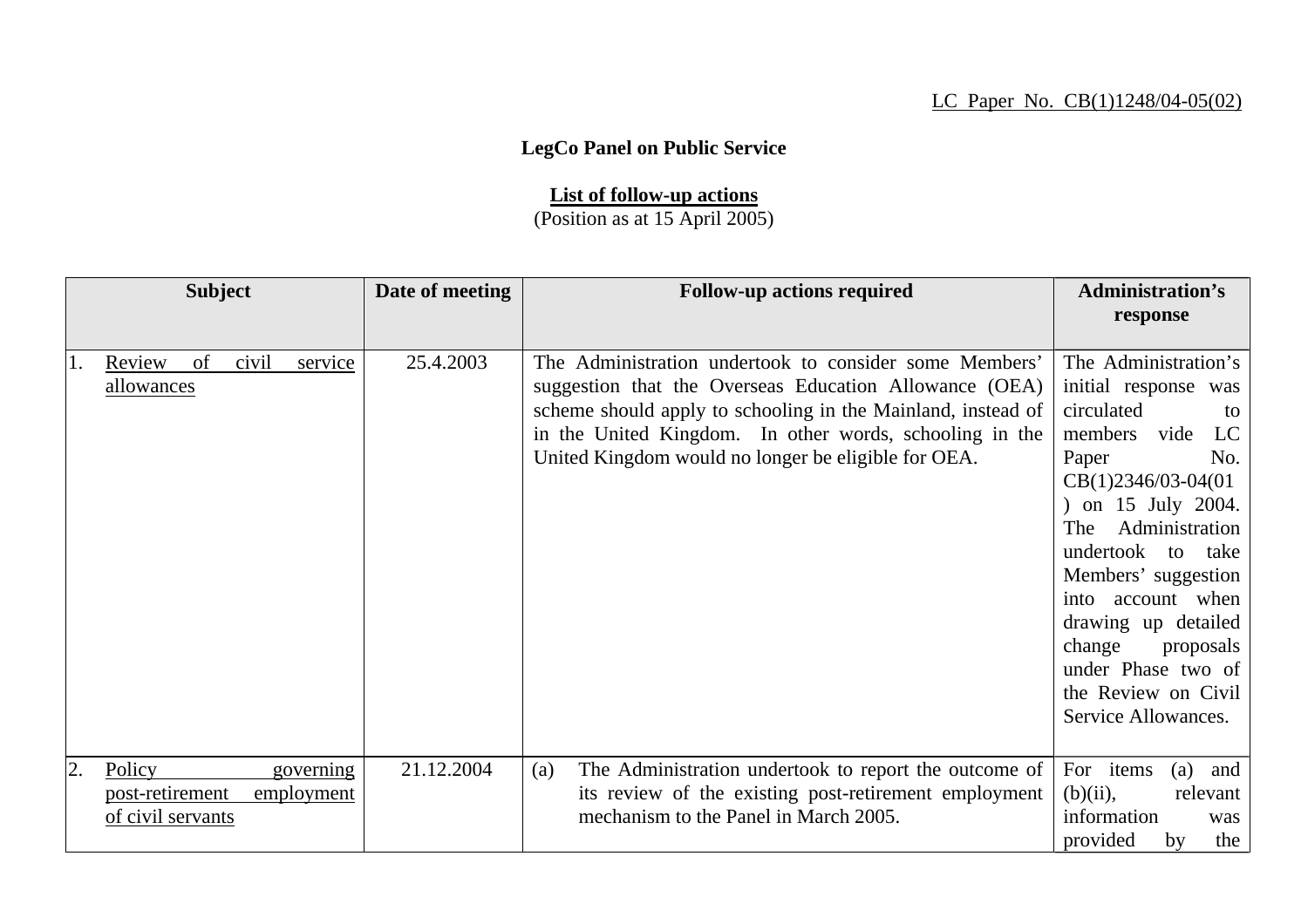LC Paper No. CB(1)1248/04-05(02)

**LegCo Panel on Public Service**

**List of follow-up actions**
(Position as at 15 April 2005)

| Subject | Date of meeting | Follow-up actions required | Administration's response |
|---|---|---|---|
| 1. Review of civil service allowances | 25.4.2003 | The Administration undertook to consider some Members' suggestion that the Overseas Education Allowance (OEA) scheme should apply to schooling in the Mainland, instead of in the United Kingdom. In other words, schooling in the United Kingdom would no longer be eligible for OEA. | The Administration's initial response was circulated to members vide LC Paper No. CB(1)2346/03-04(01) on 15 July 2004. The Administration undertook to take Members' suggestion into account when drawing up detailed change proposals under Phase two of the Review on Civil Service Allowances. |
| 2. Policy governing post-retirement employment of civil servants | 21.12.2004 | (a) The Administration undertook to report the outcome of its review of the existing post-retirement employment mechanism to the Panel in March 2005. | For items (a) and (b)(ii), relevant information was provided by the |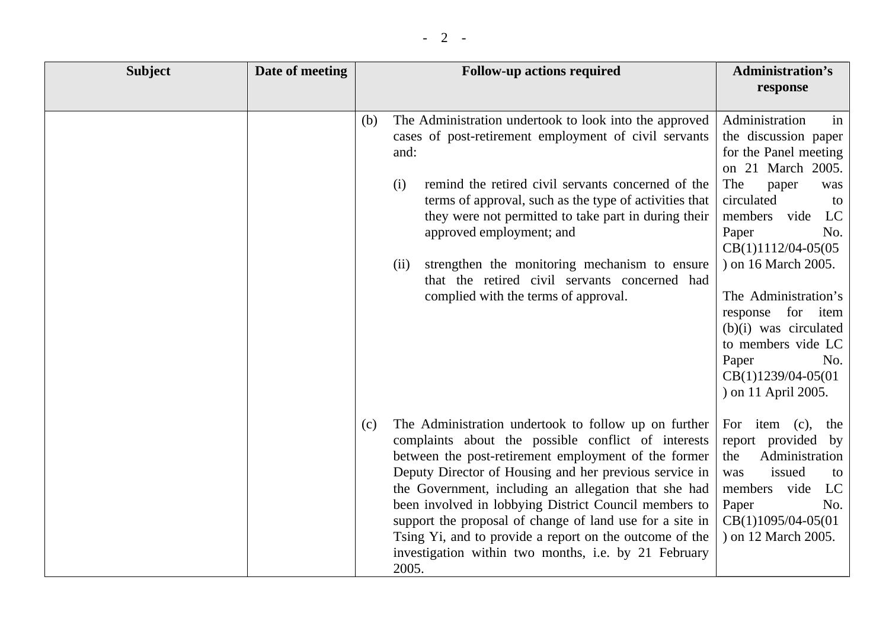| Subject | Date of meeting | Follow-up actions required | Administration's response |
| --- | --- | --- | --- |
| | | (b) The Administration undertook to look into the approved cases of post-retirement employment of civil servants and:<br><br>(i) remind the retired civil servants concerned of the terms of approval, such as the type of activities that they were not permitted to take part in during their approved employment; and<br><br>(ii) strengthen the monitoring mechanism to ensure that the retired civil servants concerned had complied with the terms of approval. | Administration in the discussion paper for the Panel meeting on 21 March 2005. The paper was circulated to members vide LC Paper No. CB(1)1112/04-05(05) on 16 March 2005.<br><br>The Administration's response for item (b)(i) was circulated to members vide LC Paper No. CB(1)1239/04-05(01) on 11 April 2005. |
| | | (c) The Administration undertook to follow up on further complaints about the possible conflict of interests between the post-retirement employment of the former Deputy Director of Housing and her previous service in the Government, including an allegation that she had been involved in lobbying District Council members to support the proposal of change of land use for a site in Tsing Yi, and to provide a report on the outcome of the investigation within two months, i.e. by 21 February 2005. | For item (c), the report provided by the Administration was issued to members vide LC Paper No. CB(1)1095/04-05(01) on 12 March 2005. |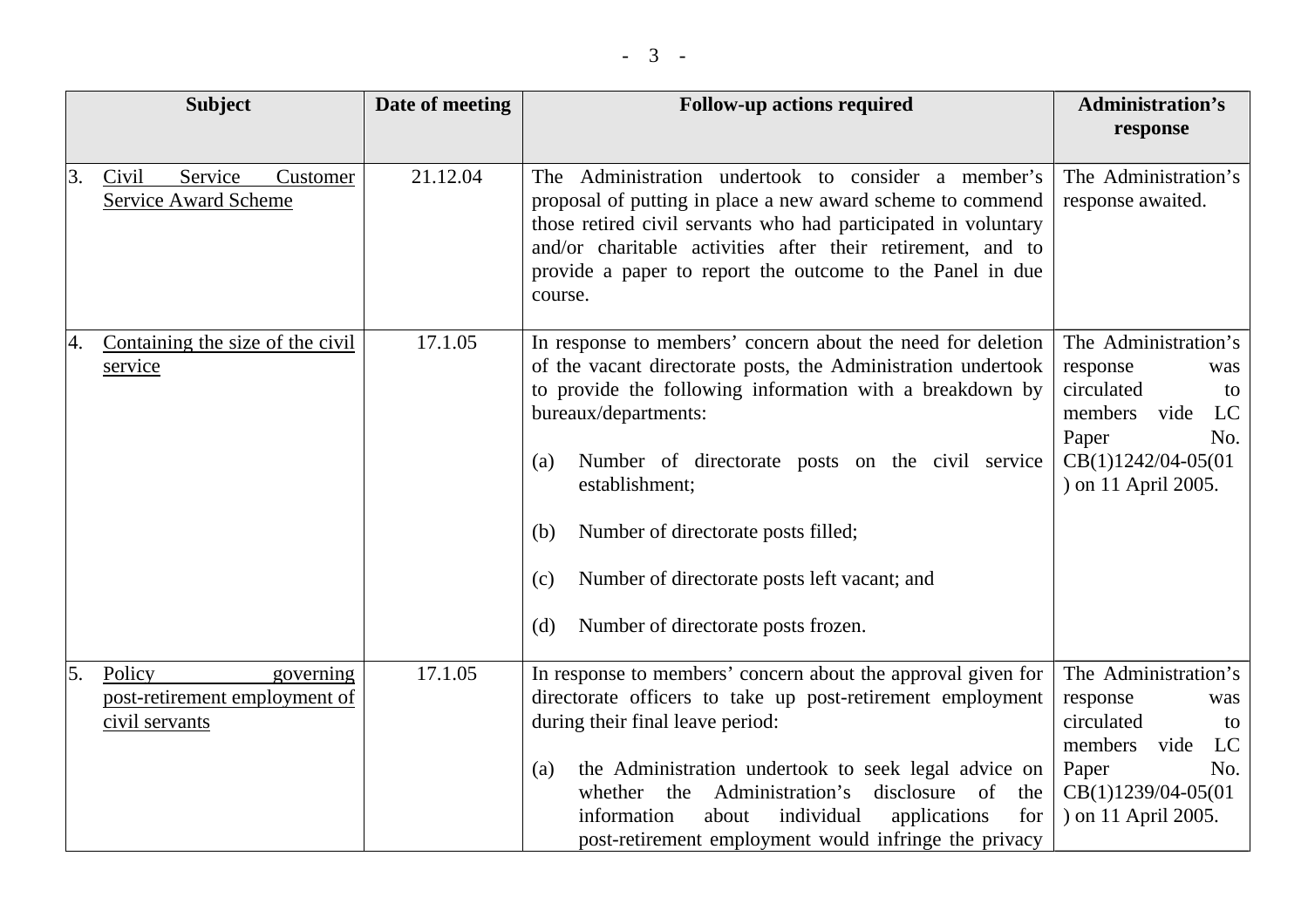| Subject | Date of meeting | Follow-up actions required | Administration's response |
|---|---|---|---|
| 3. Civil Service Customer Service Award Scheme | 21.12.04 | The Administration undertook to consider a member's proposal of putting in place a new award scheme to commend those retired civil servants who had participated in voluntary and/or charitable activities after their retirement, and to provide a paper to report the outcome to the Panel in due course. | The Administration's response awaited. |
| 4. Containing the size of the civil service | 17.1.05 | In response to members' concern about the need for deletion of the vacant directorate posts, the Administration undertook to provide the following information with a breakdown by bureaux/departments:<br><br>(a) Number of directorate posts on the civil service establishment;<br><br>(b) Number of directorate posts filled;<br><br>(c) Number of directorate posts left vacant; and<br><br>(d) Number of directorate posts frozen. | The Administration's response was circulated to members vide LC Paper No. CB(1)1242/04-05(01) on 11 April 2005. |
| 5. Policy governing post-retirement employment of civil servants | 17.1.05 | In response to members' concern about the approval given for directorate officers to take up post-retirement employment during their final leave period:<br><br>(a) the Administration undertook to seek legal advice on whether the Administration's disclosure of the information about individual applications for post-retirement employment would infringe the privacy | The Administration's response was circulated to members vide LC Paper No. CB(1)1239/04-05(01) on 11 April 2005. |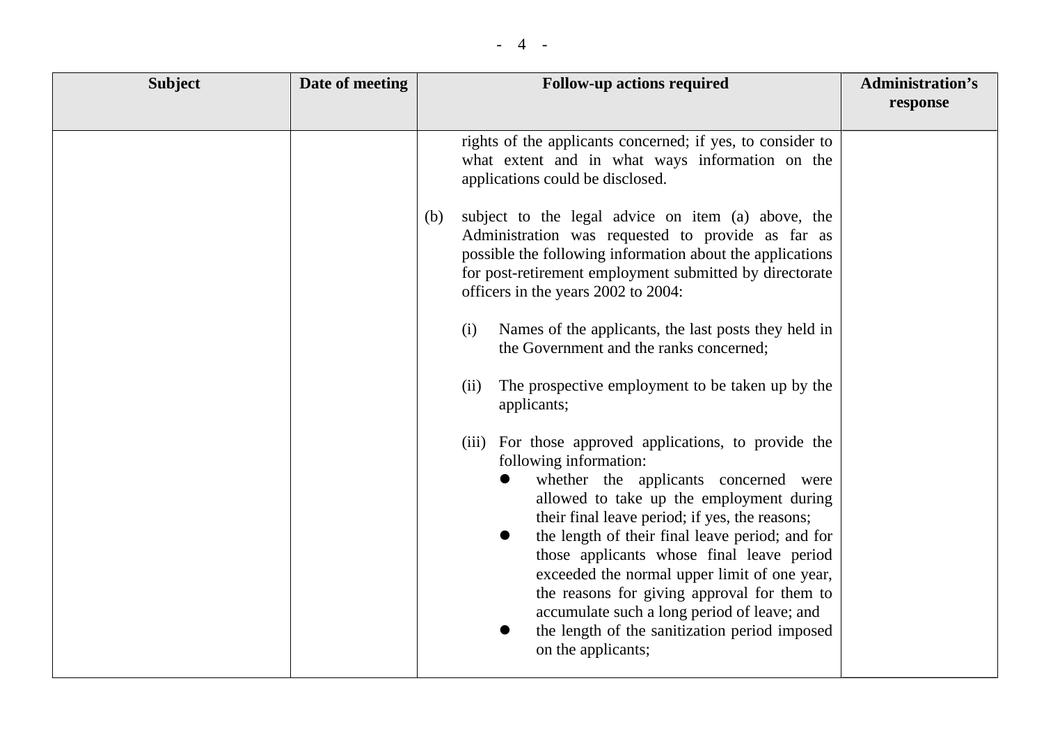| Subject | Date of meeting | Follow-up actions required | Administration's response |
|---|---|---|---|
| | | rights of the applicants concerned; if yes, to consider to what extent and in what ways information on the applications could be disclosed.<br><br>(b) subject to the legal advice on item (a) above, the Administration was requested to provide as far as possible the following information about the applications for post-retirement employment submitted by directorate officers in the years 2002 to 2004:<br><br>(i) Names of the applicants, the last posts they held in the Government and the ranks concerned;<br><br>(ii) The prospective employment to be taken up by the applicants;<br><br>(iii) For those approved applications, to provide the following information:<br>● whether the applicants concerned were allowed to take up the employment during their final leave period; if yes, the reasons;<br>● the length of their final leave period; and for those applicants whose final leave period exceeded the normal upper limit of one year, the reasons for giving approval for them to accumulate such a long period of leave; and<br>● the length of the sanitization period imposed on the applicants; | |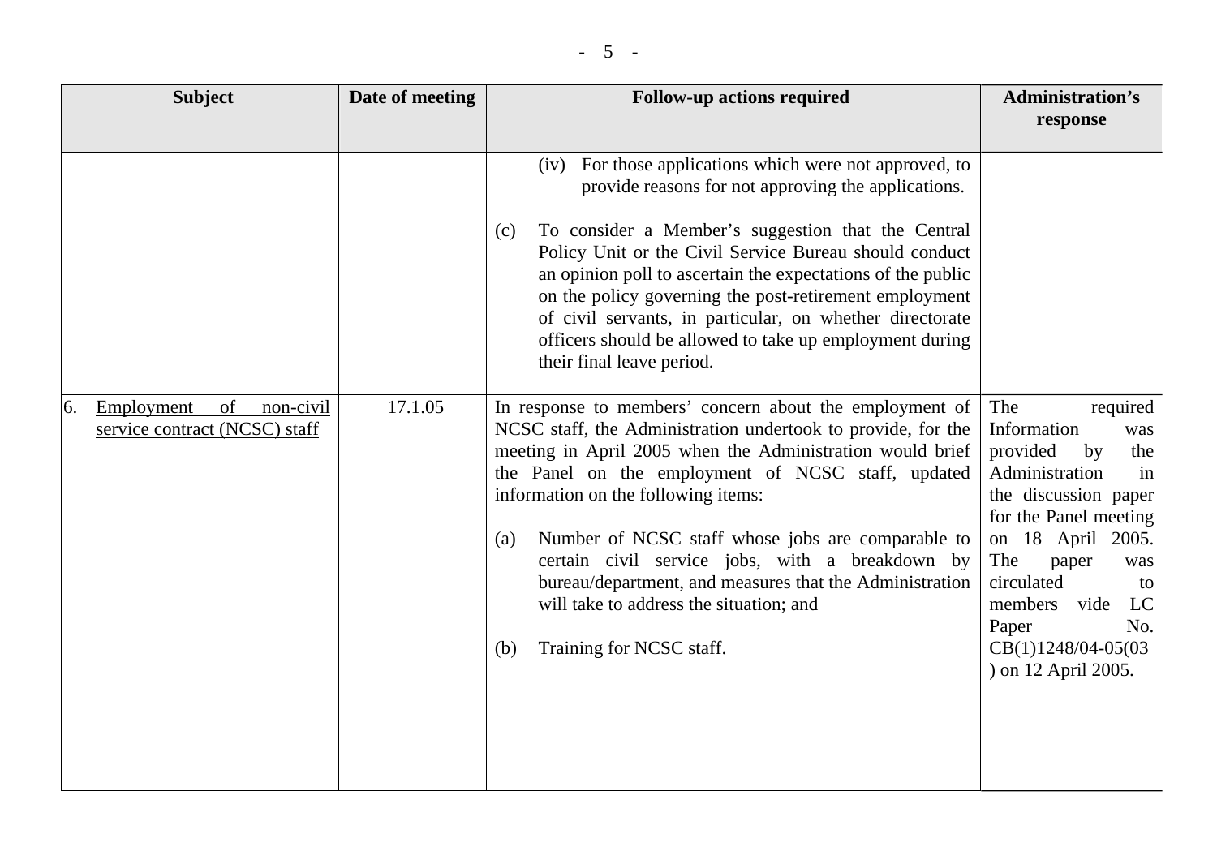| Subject | Date of meeting | Follow-up actions required | Administration's response |
|---|---|---|---|
| | | (iv) For those applications which were not approved, to provide reasons for not approving the applications.<br><br>(c) To consider a Member's suggestion that the Central Policy Unit or the Civil Service Bureau should conduct an opinion poll to ascertain the expectations of the public on the policy governing the post-retirement employment of civil servants, in particular, on whether directorate officers should be allowed to take up employment during their final leave period. | |
| 6. <u>Employment of non-civil service contract (NCSC) staff</u> | 17.1.05 | In response to members' concern about the employment of NCSC staff, the Administration undertook to provide, for the meeting in April 2005 when the Administration would brief the Panel on the employment of NCSC staff, updated information on the following items:<br><br>(a) Number of NCSC staff whose jobs are comparable to certain civil service jobs, with a breakdown by bureau/department, and measures that the Administration will take to address the situation; and<br><br>(b) Training for NCSC staff. | The required Information was provided by the Administration in the discussion paper for the Panel meeting on 18 April 2005. The paper was circulated to members vide LC Paper No. CB(1)1248/04-05(03) on 12 April 2005. |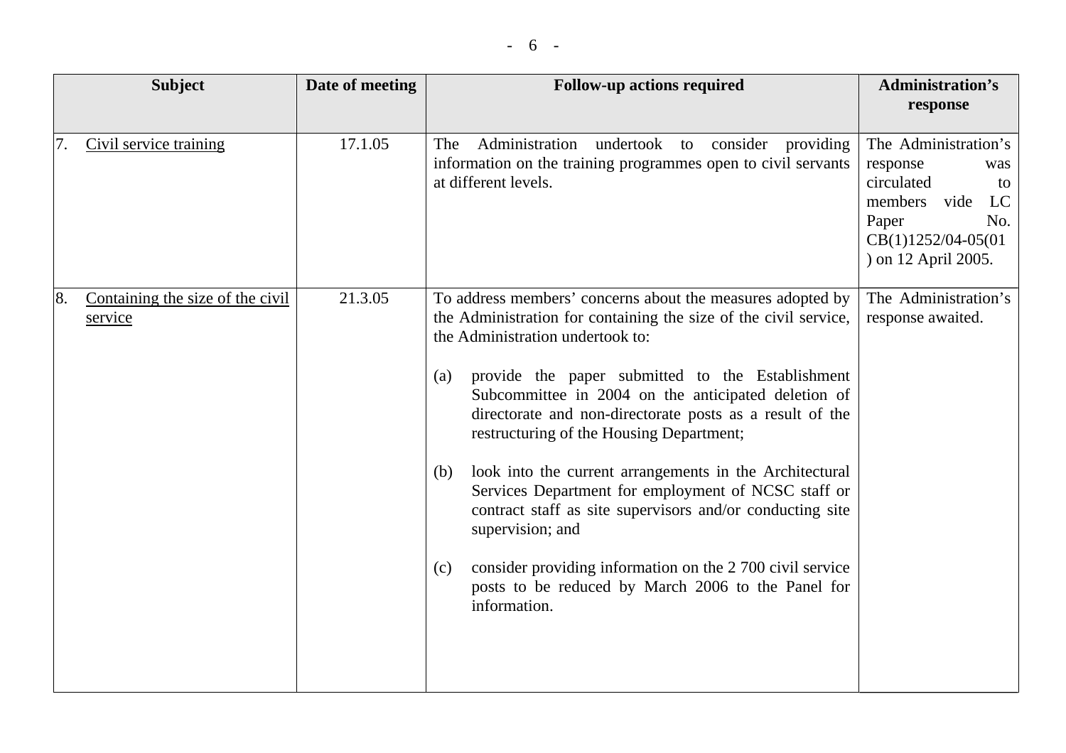| Subject | Date of meeting | Follow-up actions required | Administration's response |
|---|---|---|---|
| 7. Civil service training | 17.1.05 | The Administration undertook to consider providing information on the training programmes open to civil servants at different levels. | The Administration's response was circulated to members vide LC Paper No. CB(1)1252/04-05(01) on 12 April 2005. |
| 8. Containing the size of the civil service | 21.3.05 | To address members' concerns about the measures adopted by the Administration for containing the size of the civil service, the Administration undertook to:<br><br>(a) provide the paper submitted to the Establishment Subcommittee in 2004 on the anticipated deletion of directorate and non-directorate posts as a result of the restructuring of the Housing Department;<br><br>(b) look into the current arrangements in the Architectural Services Department for employment of NCSC staff or contract staff as site supervisors and/or conducting site supervision; and<br><br>(c) consider providing information on the 2 700 civil service posts to be reduced by March 2006 to the Panel for information. | The Administration's response awaited. |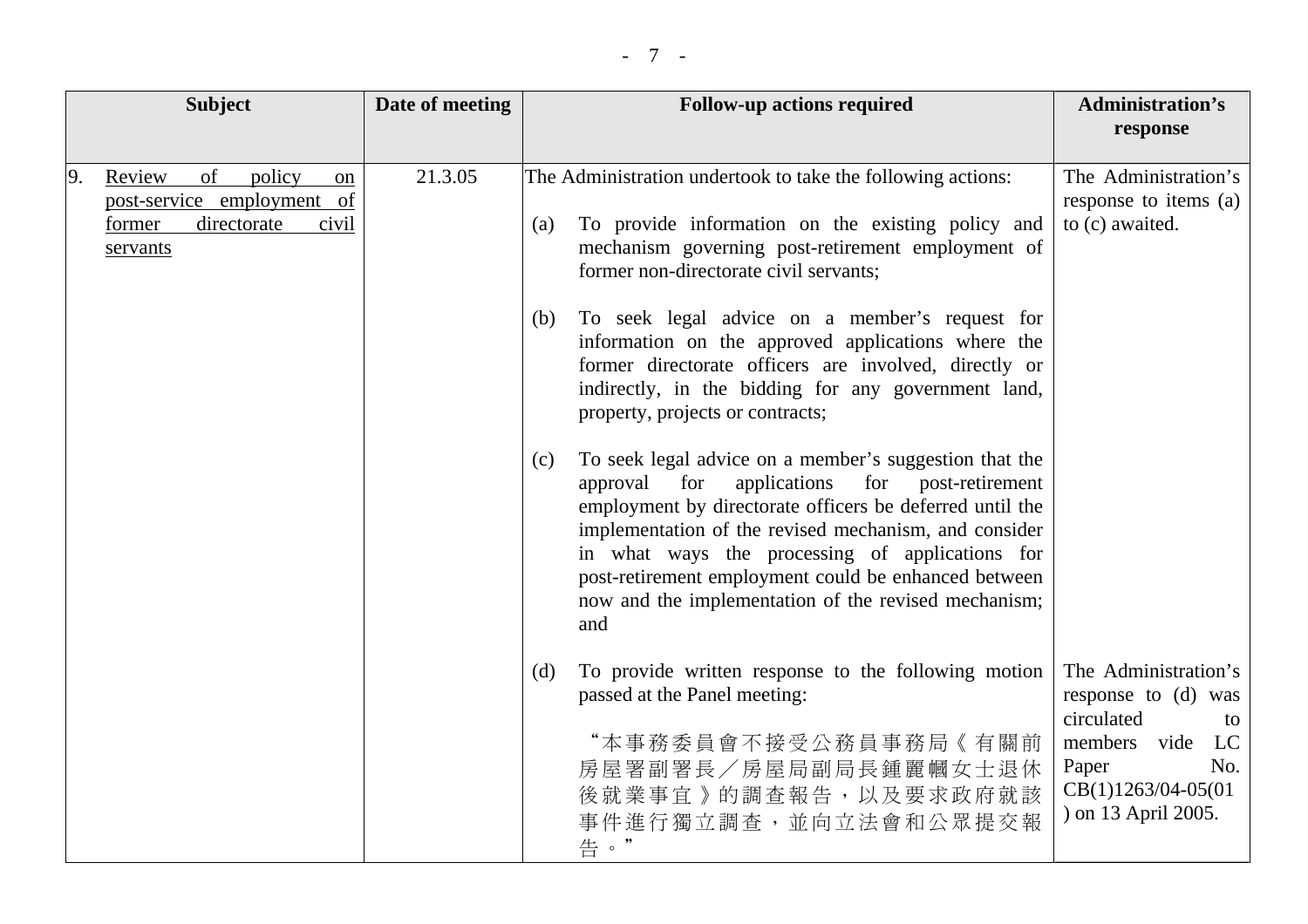| Subject | Date of meeting | Follow-up actions required | Administration's response |
|---|---|---|---|
| 9. Review of policy on post-service employment of former directorate civil servants | 21.3.05 | The Administration undertook to take the following actions:<br><br>(a) To provide information on the existing policy and mechanism governing post-retirement employment of former non-directorate civil servants;<br><br>(b) To seek legal advice on a member's request for information on the approved applications where the former directorate officers are involved, directly or indirectly, in the bidding for any government land, property, projects or contracts;<br><br>(c) To seek legal advice on a member's suggestion that the approval for applications for post-retirement employment by directorate officers be deferred until the implementation of the revised mechanism, and consider in what ways the processing of applications for post-retirement employment could be enhanced between now and the implementation of the revised mechanism; and | The Administration's response to items (a) to (c) awaited. |
| | | (d) To provide written response to the following motion passed at the Panel meeting:<br><br>"本事務委員會不接受公務員事務局《有關前房屋署副署長／房屋局副局長鍾麗幗女士退休後就業事宜》的調查報告，以及要求政府就該事件進行獨立調查，並向立法會和公眾提交報告。" | The Administration's response to (d) was circulated to members vide LC Paper No. CB(1)1263/04-05(01) on 13 April 2005. |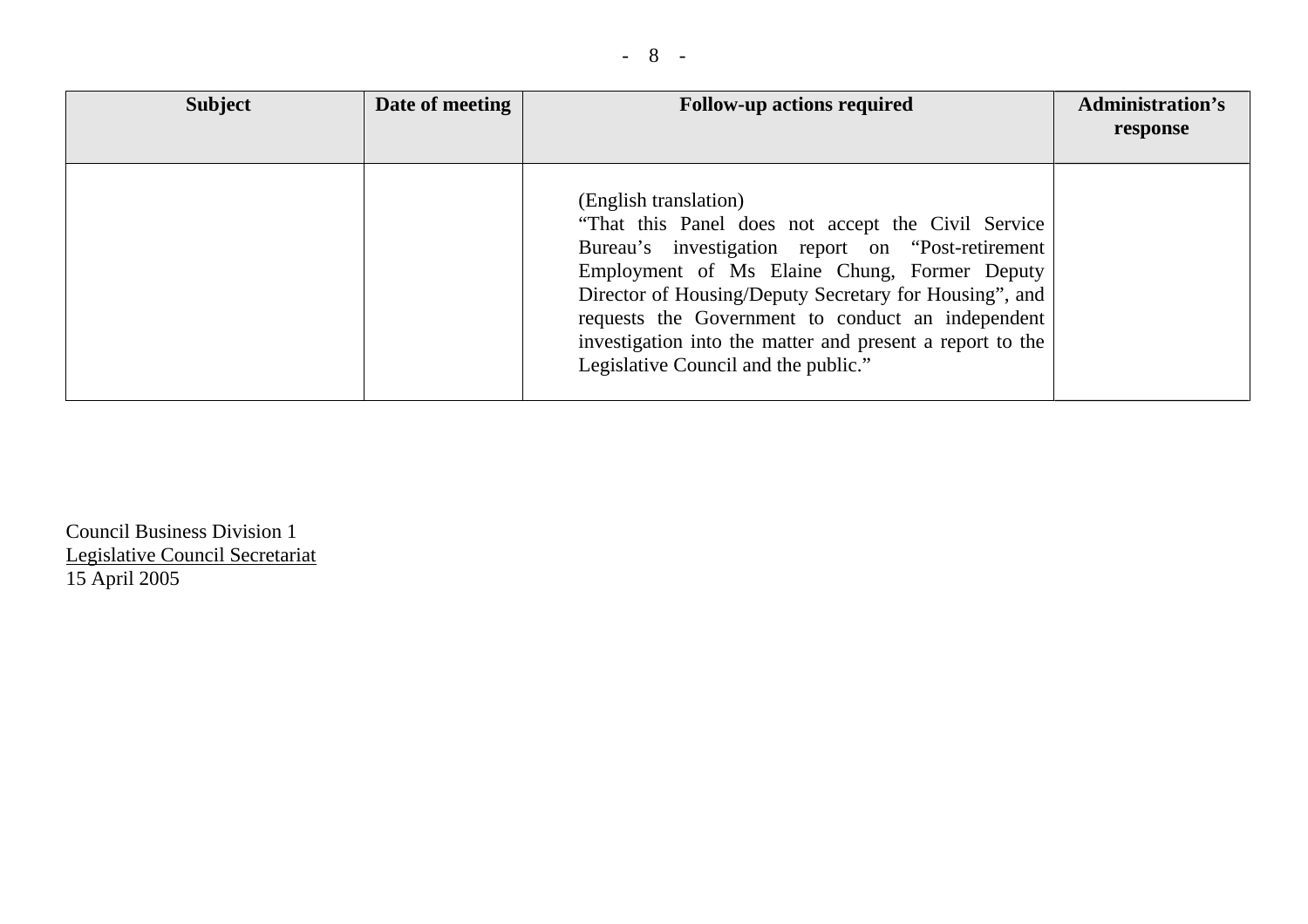| Subject | Date of meeting | Follow-up actions required | Administration's response |
|---|---|---|---|
| | | (English translation)<br>"That this Panel does not accept the Civil Service Bureau's investigation report on "Post-retirement Employment of Ms Elaine Chung, Former Deputy Director of Housing/Deputy Secretary for Housing", and requests the Government to conduct an independent investigation into the matter and present a report to the Legislative Council and the public." | |

Council Business Division 1
Legislative Council Secretariat
15 April 2005